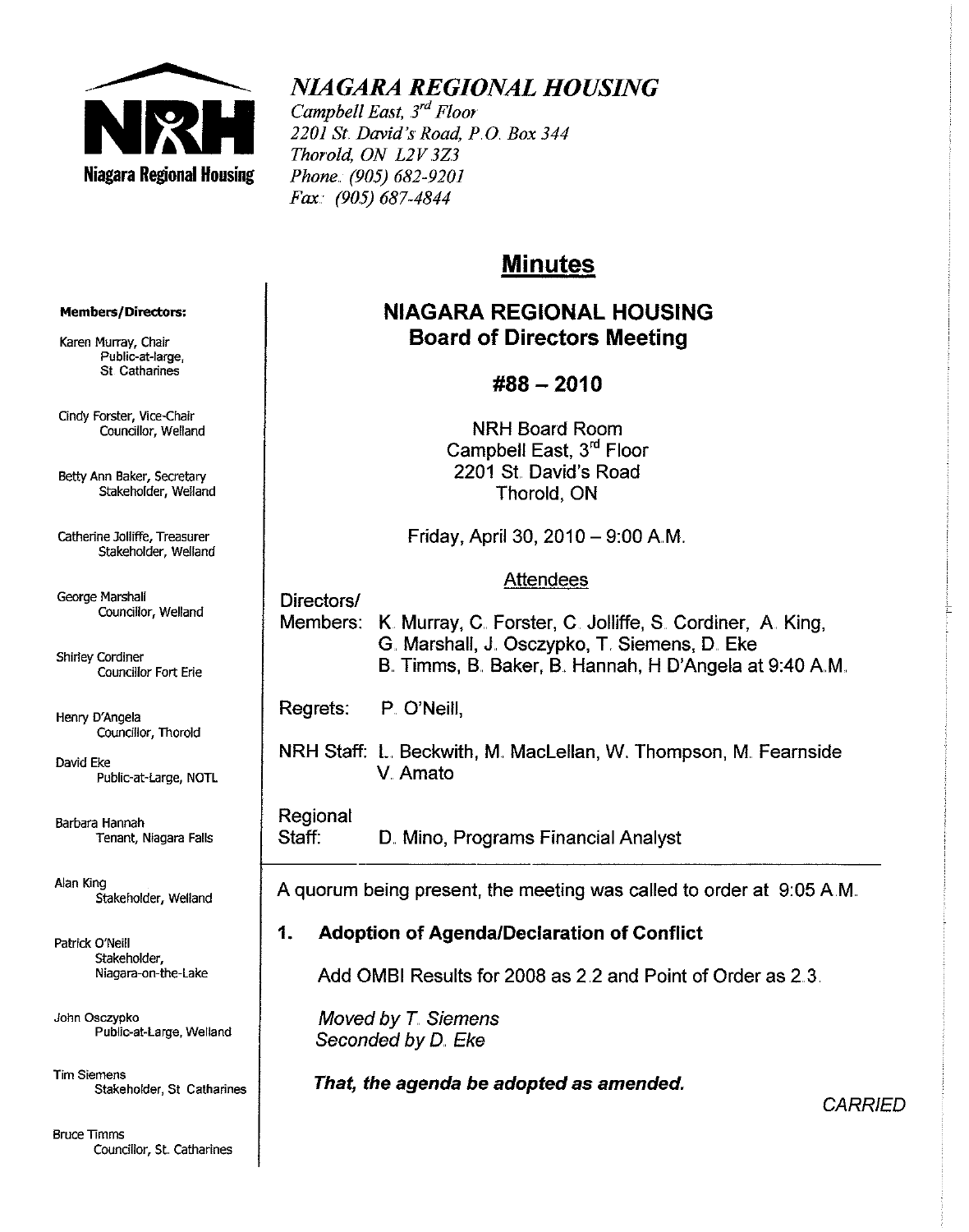# NIAGARA REGIONAL HOUSING

*Campbell East, 3rd Floor*
*2201 St. David's Road, P.O. Box 344*
*Thorold, ON L2V 3Z3*
*Phone: (905) 682-9201*
*Fax: (905) 687-4844*

**Members/Directors:**

Karen Murray, Chair
Public-at-large, St Catharines

Cindy Forster, Vice-Chair
Councillor, Welland

Betty Ann Baker, Secretary
Stakeholder, Welland

Catherine Jolliffe, Treasurer
Stakeholder, Welland

George Marshall
Councillor, Welland

Shirley Cordiner
Councillor Fort Erie

Henry D'Angela
Councillor, Thorold

David Eke
Public-at-Large, NOTL

Barbara Hannah
Tenant, Niagara Falls

Alan King
Stakeholder, Welland

Patrick O'Neill
Stakeholder, Niagara-on-the-Lake

John Osczypko
Public-at-Large, Welland

Tim Siemens
Stakeholder, St Catharines

Bruce Timms
Councillor, St. Catharines

## Minutes

## NIAGARA REGIONAL HOUSING Board of Directors Meeting

## #88 – 2010

NRH Board Room
Campbell East, 3rd Floor
2201 St. David's Road
Thorold, ON

Friday, April 30, 2010 – 9:00 A.M.

**Attendees**

Directors/Members: K. Murray, C. Forster, C. Jolliffe, S. Cordiner, A. King, G. Marshall, J. Osczypko, T. Siemens, D. Eke, B. Timms, B. Baker, B. Hannah, H D'Angela at 9:40 A.M.

Regrets: P. O'Neill,

NRH Staff: L. Beckwith, M. MacLellan, W. Thompson, M. Fearnside, V. Amato

Regional Staff: D. Mino, Programs Financial Analyst

---

A quorum being present, the meeting was called to order at 9:05 A.M.

### 1. Adoption of Agenda/Declaration of Conflict

Add OMBI Results for 2008 as 2.2 and Point of Order as 2.3.

*Moved by T. Siemens*
*Seconded by D. Eke*

***That, the agenda be adopted as amended.***

*CARRIED*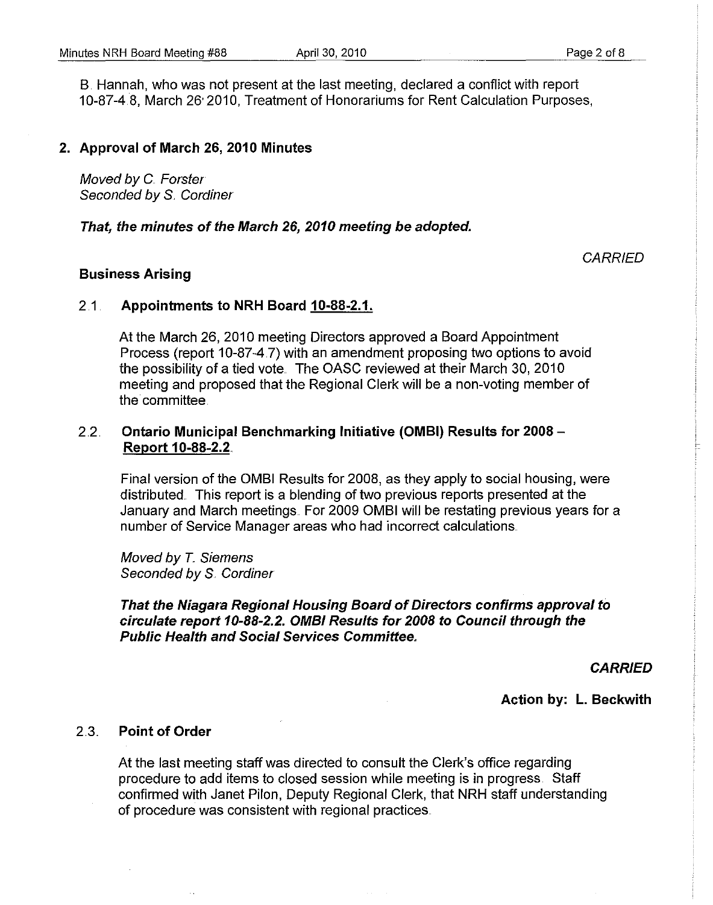B. Hannah, who was not present at the last meeting, declared a conflict with report 10-87-4.8, March 26, 2010, Treatment of Honorariums for Rent Calculation Purposes,

## 2. Approval of March 26, 2010 Minutes

*Moved by C. Forster*
*Seconded by S. Cordiner*

***That, the minutes of the March 26, 2010 meeting be adopted.***

*CARRIED*

### Business Arising

#### 2.1. Appointments to NRH Board 10-88-2.1.

At the March 26, 2010 meeting Directors approved a Board Appointment Process (report 10-87-4.7) with an amendment proposing two options to avoid the possibility of a tied vote. The OASC reviewed at their March 30, 2010 meeting and proposed that the Regional Clerk will be a non-voting member of the committee.

#### 2.2. Ontario Municipal Benchmarking Initiative (OMBI) Results for 2008 – Report 10-88-2.2.

Final version of the OMBI Results for 2008, as they apply to social housing, were distributed. This report is a blending of two previous reports presented at the January and March meetings. For 2009 OMBI will be restating previous years for a number of Service Manager areas who had incorrect calculations.

*Moved by T. Siemens*
*Seconded by S. Cordiner*

***That the Niagara Regional Housing Board of Directors confirms approval to circulate report 10-88-2.2. OMBI Results for 2008 to Council through the Public Health and Social Services Committee.***

***CARRIED***

**Action by: L. Beckwith**

#### 2.3. Point of Order

At the last meeting staff was directed to consult the Clerk's office regarding procedure to add items to closed session while meeting is in progress. Staff confirmed with Janet Pilon, Deputy Regional Clerk, that NRH staff understanding of procedure was consistent with regional practices.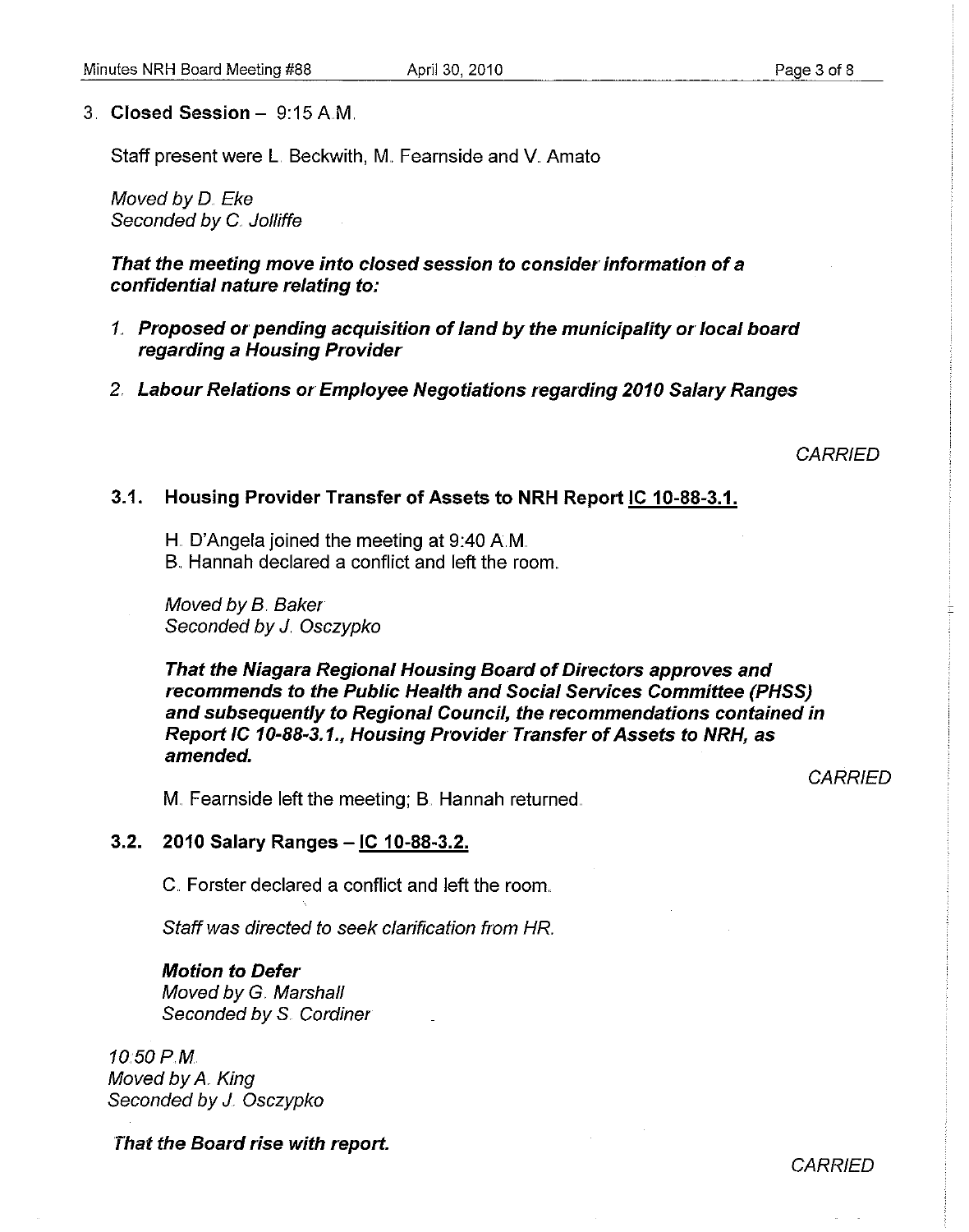## 3. Closed Session – 9:15 A.M.

Staff present were L. Beckwith, M. Fearnside and V. Amato

*Moved by D. Eke*
*Seconded by C. Jolliffe*

***That the meeting move into closed session to consider information of a confidential nature relating to:***

1. ***Proposed or pending acquisition of land by the municipality or local board regarding a Housing Provider***
2. ***Labour Relations or Employee Negotiations regarding 2010 Salary Ranges***

*CARRIED*

### 3.1. Housing Provider Transfer of Assets to NRH Report IC 10-88-3.1.

H. D'Angela joined the meeting at 9:40 A.M.
B. Hannah declared a conflict and left the room.

*Moved by B. Baker*
*Seconded by J. Osczypko*

***That the Niagara Regional Housing Board of Directors approves and recommends to the Public Health and Social Services Committee (PHSS) and subsequently to Regional Council, the recommendations contained in Report IC 10-88-3.1., Housing Provider Transfer of Assets to NRH, as amended.***

*CARRIED*

M. Fearnside left the meeting; B. Hannah returned.

### 3.2. 2010 Salary Ranges – IC 10-88-3.2.

C. Forster declared a conflict and left the room.

*Staff was directed to seek clarification from HR.*

***Motion to Defer***
*Moved by G. Marshall*
*Seconded by S. Cordiner*

*10:50 P.M.*
*Moved by A. King*
*Seconded by J. Osczypko*

***That the Board rise with report.***

*CARRIED*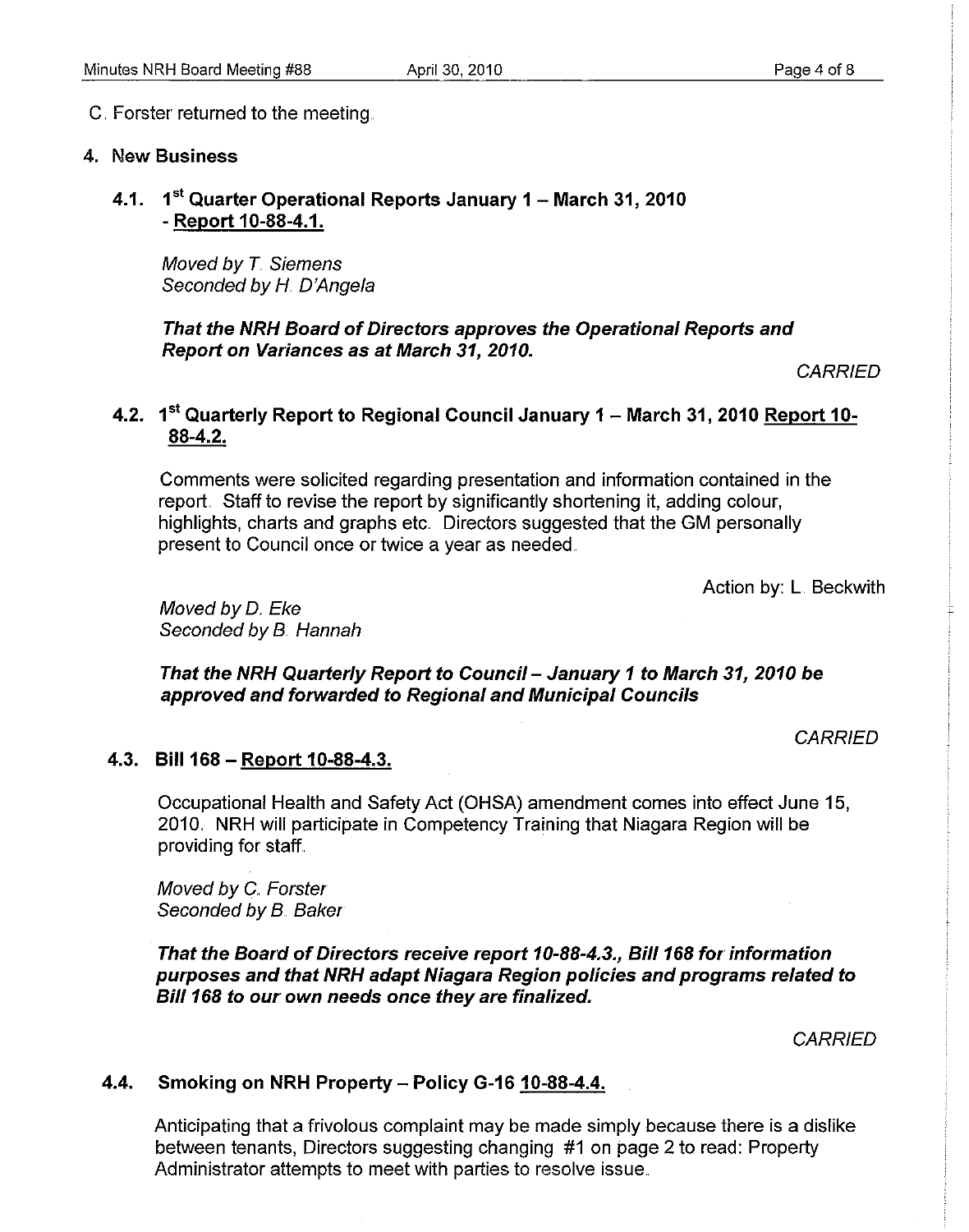C. Forster returned to the meeting.

## 4. New Business

### 4.1. 1st Quarter Operational Reports January 1 – March 31, 2010 - Report 10-88-4.1.

*Moved by T. Siemens*
*Seconded by H. D'Angela*

***That the NRH Board of Directors approves the Operational Reports and Report on Variances as at March 31, 2010.***

*CARRIED*

### 4.2. 1st Quarterly Report to Regional Council January 1 – March 31, 2010 Report 10-88-4.2.

Comments were solicited regarding presentation and information contained in the report. Staff to revise the report by significantly shortening it, adding colour, highlights, charts and graphs etc. Directors suggested that the GM personally present to Council once or twice a year as needed.

Action by: L. Beckwith

*Moved by D. Eke*
*Seconded by B. Hannah*

***That the NRH Quarterly Report to Council – January 1 to March 31, 2010 be approved and forwarded to Regional and Municipal Councils***

*CARRIED*

### 4.3. Bill 168 – Report 10-88-4.3.

Occupational Health and Safety Act (OHSA) amendment comes into effect June 15, 2010. NRH will participate in Competency Training that Niagara Region will be providing for staff.

*Moved by C. Forster*
*Seconded by B. Baker*

***That the Board of Directors receive report 10-88-4.3., Bill 168 for information purposes and that NRH adapt Niagara Region policies and programs related to Bill 168 to our own needs once they are finalized.***

*CARRIED*

### 4.4. Smoking on NRH Property – Policy G-16 10-88-4.4.

Anticipating that a frivolous complaint may be made simply because there is a dislike between tenants, Directors suggesting changing #1 on page 2 to read: Property Administrator attempts to meet with parties to resolve issue.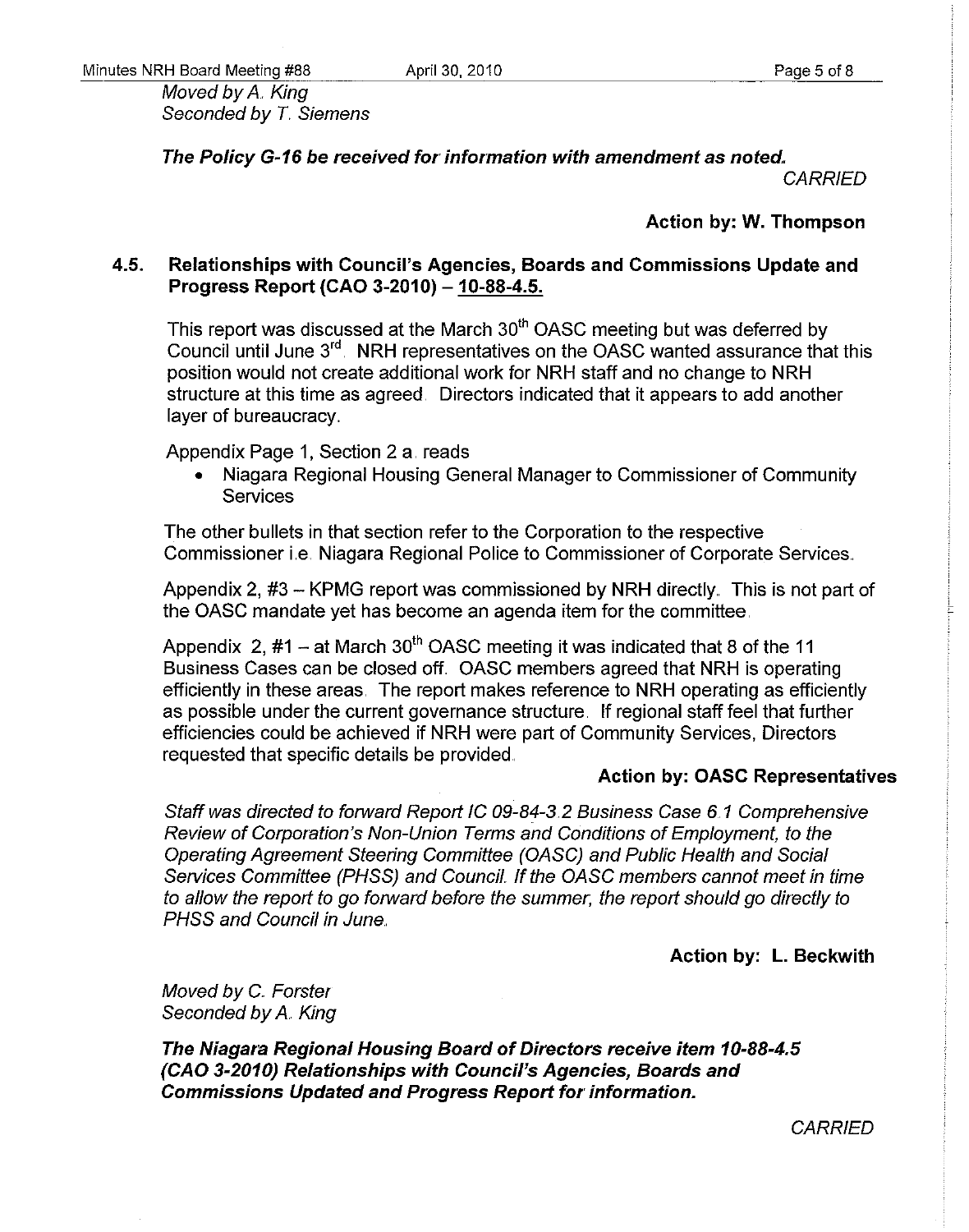*Moved by A. King*
*Seconded by T. Siemens*

***The Policy G-16 be received for information with amendment as noted.***

*CARRIED*

**Action by: W. Thompson**

### 4.5. Relationships with Council's Agencies, Boards and Commissions Update and Progress Report (CAO 3-2010) – 10-88-4.5.

This report was discussed at the March 30th OASC meeting but was deferred by Council until June 3rd. NRH representatives on the OASC wanted assurance that this position would not create additional work for NRH staff and no change to NRH structure at this time as agreed. Directors indicated that it appears to add another layer of bureaucracy.

Appendix Page 1, Section 2 a. reads

- Niagara Regional Housing General Manager to Commissioner of Community Services

The other bullets in that section refer to the Corporation to the respective Commissioner i.e. Niagara Regional Police to Commissioner of Corporate Services.

Appendix 2, #3 – KPMG report was commissioned by NRH directly. This is not part of the OASC mandate yet has become an agenda item for the committee.

Appendix 2, #1 – at March 30th OASC meeting it was indicated that 8 of the 11 Business Cases can be closed off. OASC members agreed that NRH is operating efficiently in these areas. The report makes reference to NRH operating as efficiently as possible under the current governance structure. If regional staff feel that further efficiencies could be achieved if NRH were part of Community Services, Directors requested that specific details be provided.

**Action by: OASC Representatives**

*Staff was directed to forward Report IC 09-84-3.2 Business Case 6.1 Comprehensive Review of Corporation's Non-Union Terms and Conditions of Employment, to the Operating Agreement Steering Committee (OASC) and Public Health and Social Services Committee (PHSS) and Council. If the OASC members cannot meet in time to allow the report to go forward before the summer, the report should go directly to PHSS and Council in June.*

**Action by: L. Beckwith**

*Moved by C. Forster*
*Seconded by A. King*

***The Niagara Regional Housing Board of Directors receive item 10-88-4.5 (CAO 3-2010) Relationships with Council's Agencies, Boards and Commissions Updated and Progress Report for information.***

*CARRIED*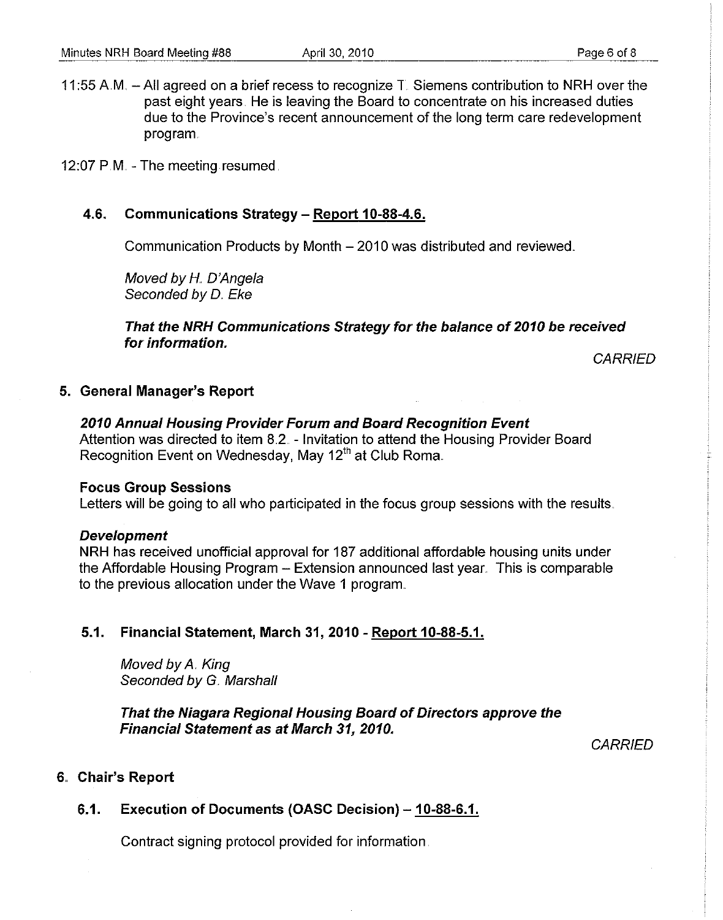11:55 A.M. – All agreed on a brief recess to recognize T. Siemens contribution to NRH over the past eight years. He is leaving the Board to concentrate on his increased duties due to the Province's recent announcement of the long term care redevelopment program.

12:07 P.M. - The meeting resumed.

### 4.6. Communications Strategy – Report 10-88-4.6.

Communication Products by Month – 2010 was distributed and reviewed.

*Moved by H. D'Angela*
*Seconded by D. Eke*

***That the NRH Communications Strategy for the balance of 2010 be received for information.***

*CARRIED*

## 5. General Manager's Report

***2010 Annual Housing Provider Forum and Board Recognition Event***
Attention was directed to item 8.2. - Invitation to attend the Housing Provider Board Recognition Event on Wednesday, May 12th at Club Roma.

**Focus Group Sessions**
Letters will be going to all who participated in the focus group sessions with the results.

***Development***
NRH has received unofficial approval for 187 additional affordable housing units under the Affordable Housing Program – Extension announced last year. This is comparable to the previous allocation under the Wave 1 program.

### 5.1. Financial Statement, March 31, 2010 - Report 10-88-5.1.

*Moved by A. King*
*Seconded by G. Marshall*

***That the Niagara Regional Housing Board of Directors approve the Financial Statement as at March 31, 2010.***

*CARRIED*

## 6. Chair's Report

### 6.1. Execution of Documents (OASC Decision) – 10-88-6.1.

Contract signing protocol provided for information.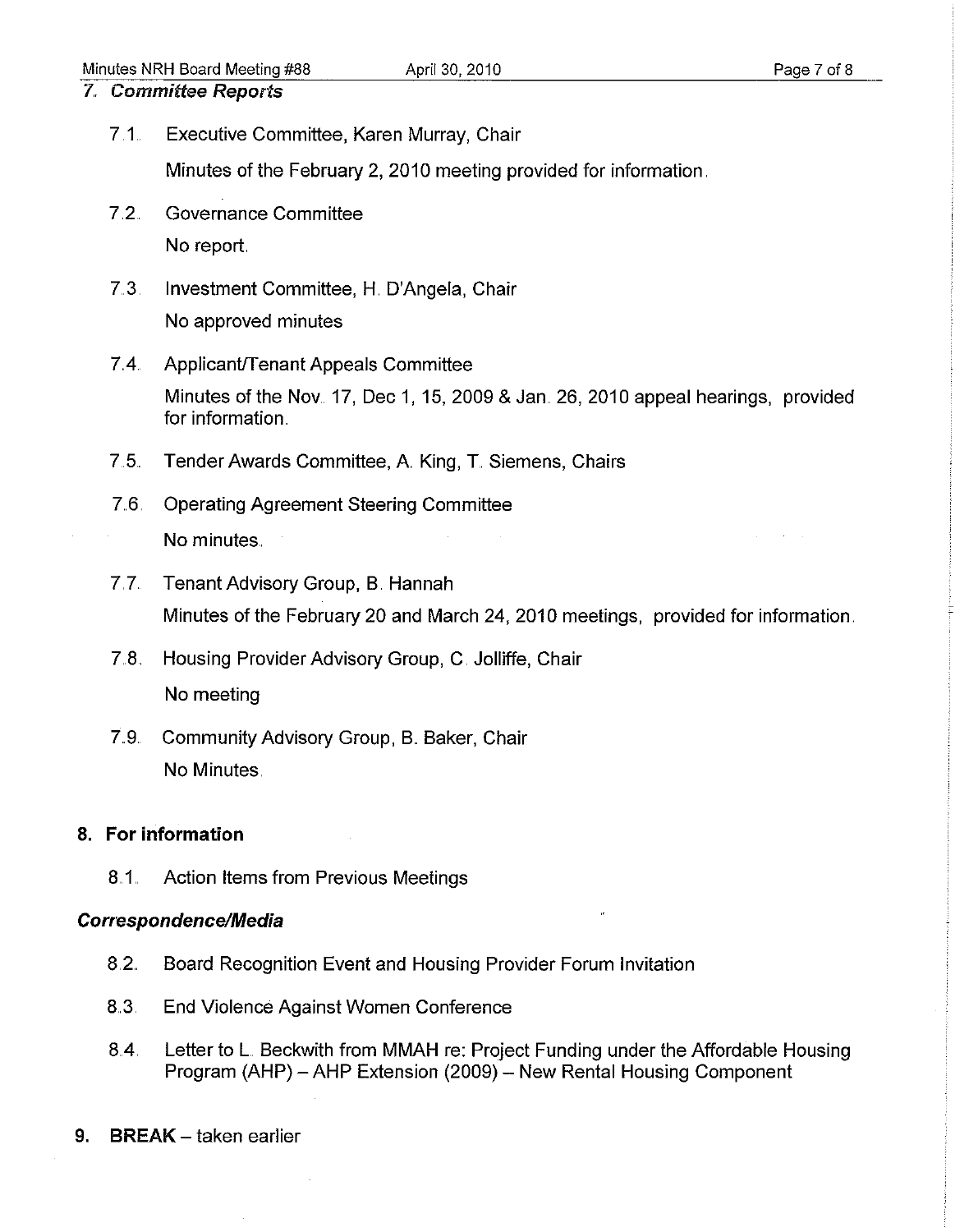## 7. *Committee Reports*

7.1. Executive Committee, Karen Murray, Chair

Minutes of the February 2, 2010 meeting provided for information.

7.2. Governance Committee

No report.

7.3. Investment Committee, H. D'Angela, Chair

No approved minutes

7.4. Applicant/Tenant Appeals Committee

Minutes of the Nov. 17, Dec 1, 15, 2009 & Jan. 26, 2010 appeal hearings, provided for information.

7.5. Tender Awards Committee, A. King, T. Siemens, Chairs

7.6. Operating Agreement Steering Committee

No minutes.

7.7. Tenant Advisory Group, B. Hannah

Minutes of the February 20 and March 24, 2010 meetings, provided for information.

7.8. Housing Provider Advisory Group, C. Jolliffe, Chair

No meeting

7.9. Community Advisory Group, B. Baker, Chair

No Minutes.

## 8. For information

8.1. Action Items from Previous Meetings

### *Correspondence/Media*

8.2. Board Recognition Event and Housing Provider Forum Invitation

8.3. End Violence Against Women Conference

8.4. Letter to L. Beckwith from MMAH re: Project Funding under the Affordable Housing Program (AHP) – AHP Extension (2009) – New Rental Housing Component

## 9. BREAK – taken earlier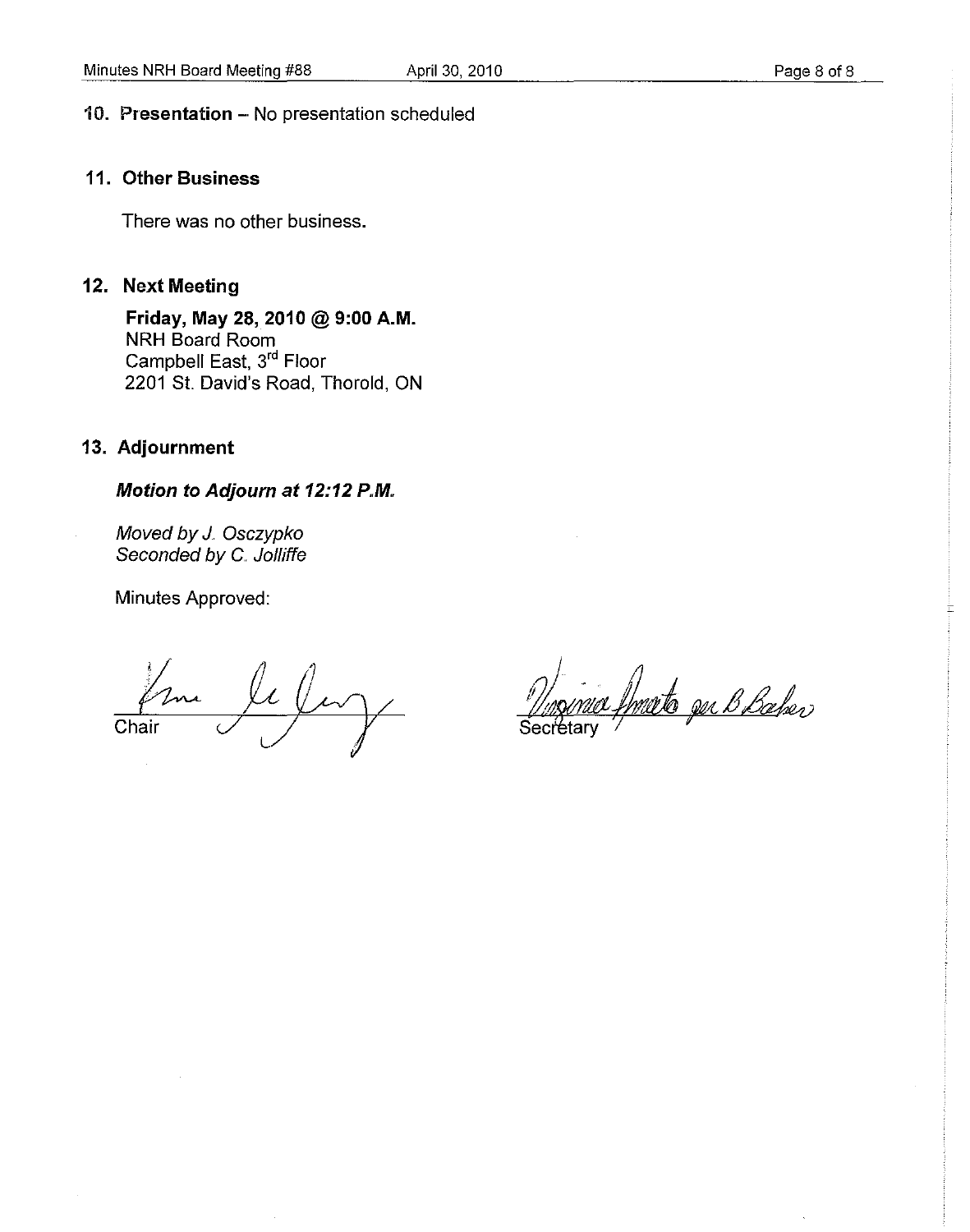## 10. Presentation – No presentation scheduled

## 11. Other Business

There was no other business.

## 12. Next Meeting

**Friday, May 28, 2010 @ 9:00 A.M.**
NRH Board Room
Campbell East, 3rd Floor
2201 St. David's Road, Thorold, ON

## 13. Adjournment

***Motion to Adjourn at 12:12 P.M.***

*Moved by J. Osczypko*
*Seconded by C. Jolliffe*

Minutes Approved:

Chair

Virginia Amato per B Baker
Secretary